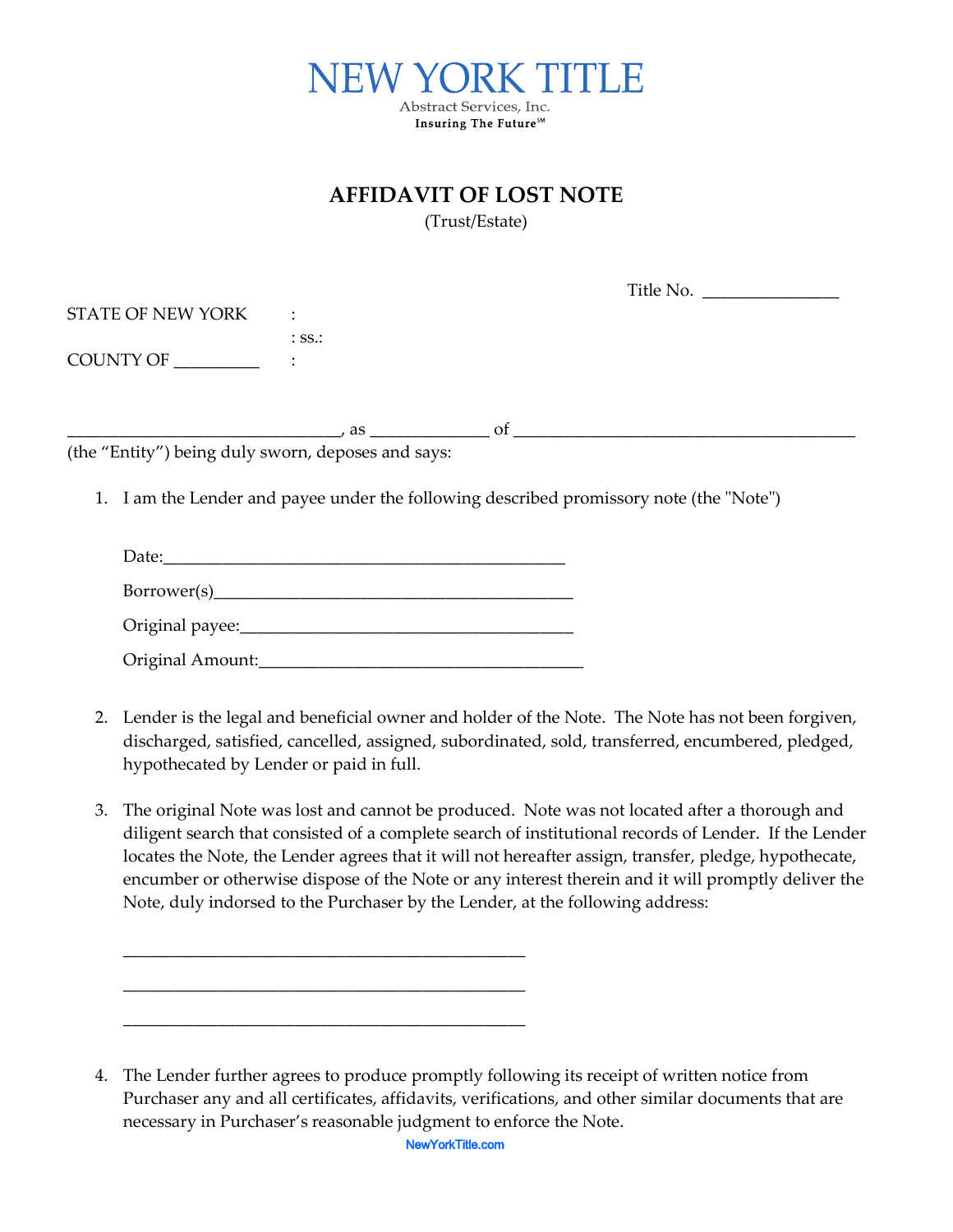NEW YORK TITLE

Abstract Services, Inc.

Insuring The Future℠

# AFFIDAVIT OF LOST NOTE

(Trust/Estate)

Title No. _______________

STATE OF NEW YORK :
: ss.:
COUNTY OF _________ :

______________________________, as _____________ of ______________________________________ (the "Entity") being duly sworn, deposes and says:

1. I am the Lender and payee under the following described promissory note (the "Note")

   Date:_____________________________________________

   Borrower(s)________________________________________

   Original payee:_____________________________________

   Original Amount:____________________________________

2. Lender is the legal and beneficial owner and holder of the Note. The Note has not been forgiven, discharged, satisfied, cancelled, assigned, subordinated, sold, transferred, encumbered, pledged, hypothecated by Lender or paid in full.

3. The original Note was lost and cannot be produced. Note was not located after a thorough and diligent search that consisted of a complete search of institutional records of Lender. If the Lender locates the Note, the Lender agrees that it will not hereafter assign, transfer, pledge, hypothecate, encumber or otherwise dispose of the Note or any interest therein and it will promptly deliver the Note, duly indorsed to the Purchaser by the Lender, at the following address:

   _____________________________________________

   _____________________________________________

   _____________________________________________

4. The Lender further agrees to produce promptly following its receipt of written notice from Purchaser any and all certificates, affidavits, verifications, and other similar documents that are necessary in Purchaser's reasonable judgment to enforce the Note.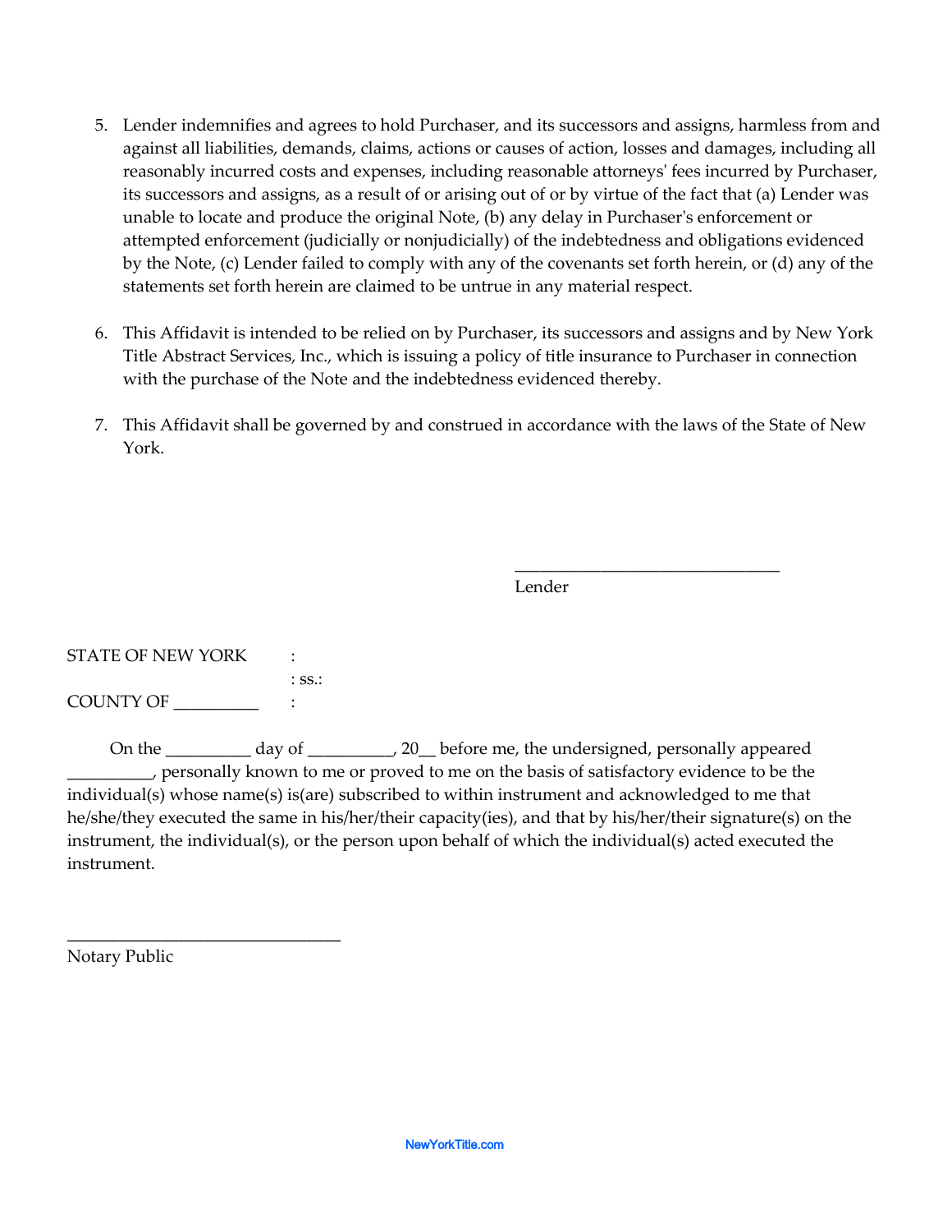5. Lender indemnifies and agrees to hold Purchaser, and its successors and assigns, harmless from and against all liabilities, demands, claims, actions or causes of action, losses and damages, including all reasonably incurred costs and expenses, including reasonable attorneys' fees incurred by Purchaser, its successors and assigns, as a result of or arising out of or by virtue of the fact that (a) Lender was unable to locate and produce the original Note, (b) any delay in Purchaser's enforcement or attempted enforcement (judicially or nonjudicially) of the indebtedness and obligations evidenced by the Note, (c) Lender failed to comply with any of the covenants set forth herein, or (d) any of the statements set forth herein are claimed to be untrue in any material respect.

6. This Affidavit is intended to be relied on by Purchaser, its successors and assigns and by New York Title Abstract Services, Inc., which is issuing a policy of title insurance to Purchaser in connection with the purchase of the Note and the indebtedness evidenced thereby.

7. This Affidavit shall be governed by and construed in accordance with the laws of the State of New York.

\_\_\_\_\_\_\_\_\_\_\_\_\_\_\_\_\_\_\_\_\_\_\_\_\_\_\_\_\_\_
Lender

STATE OF NEW YORK :
: ss.:
COUNTY OF \_\_\_\_\_\_\_\_\_\_ :

On the \_\_\_\_\_\_\_\_\_\_ day of \_\_\_\_\_\_\_\_\_\_, 20\_\_ before me, the undersigned, personally appeared \_\_\_\_\_\_\_\_\_\_, personally known to me or proved to me on the basis of satisfactory evidence to be the individual(s) whose name(s) is(are) subscribed to within instrument and acknowledged to me that he/she/they executed the same in his/her/their capacity(ies), and that by his/her/their signature(s) on the instrument, the individual(s), or the person upon behalf of which the individual(s) acted executed the instrument.

\_\_\_\_\_\_\_\_\_\_\_\_\_\_\_\_\_\_\_\_\_\_\_\_\_\_\_\_\_\_
Notary Public